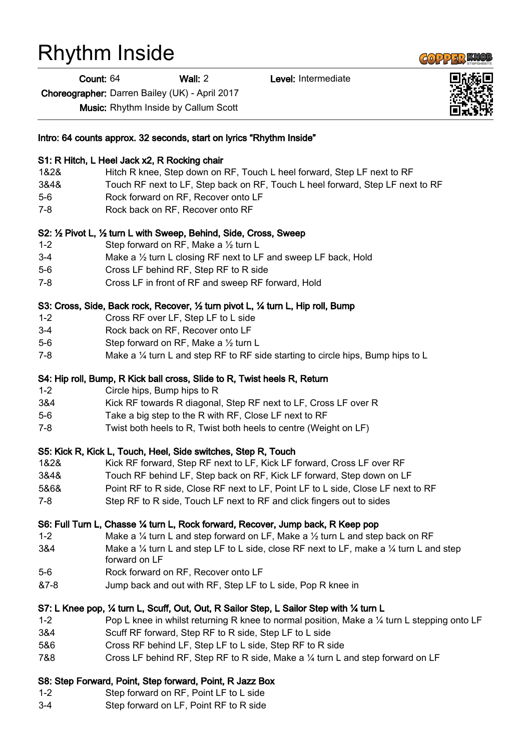# Rhythm Inside

**Count:** 64 **Wall:** 2 **Level:** Intermediate

**Choreographer:** Darren Bailey (UK) - April 2017

**Music:** Rhythm Inside by Callum Scott

**Intro: 64 counts approx. 32 seconds, start on lyrics "Rhythm Inside"**

**S1: R Hitch, L Heel Jack x2, R Rocking chair**

| | |
|---|---|
| 1&2& | Hitch R knee, Step down on RF, Touch L heel forward, Step LF next to RF |
| 3&4& | Touch RF next to LF, Step back on RF, Touch L heel forward, Step LF next to RF |
| 5-6 | Rock forward on RF, Recover onto LF |
| 7-8 | Rock back on RF, Recover onto RF |

**S2: ½ Pivot L, ½ turn L with Sweep, Behind, Side, Cross, Sweep**

| | |
|---|---|
| 1-2 | Step forward on RF, Make a ½ turn L |
| 3-4 | Make a ½ turn L closing RF next to LF and sweep LF back, Hold |
| 5-6 | Cross LF behind RF, Step RF to R side |
| 7-8 | Cross LF in front of RF and sweep RF forward, Hold |

**S3: Cross, Side, Back rock, Recover, ½ turn pivot L, ¼ turn L, Hip roll, Bump**

| | |
|---|---|
| 1-2 | Cross RF over LF, Step LF to L side |
| 3-4 | Rock back on RF, Recover onto LF |
| 5-6 | Step forward on RF, Make a ½ turn L |
| 7-8 | Make a ¼ turn L and step RF to RF side starting to circle hips, Bump hips to L |

**S4: Hip roll, Bump, R Kick ball cross, Slide to R, Twist heels R, Return**

| | |
|---|---|
| 1-2 | Circle hips, Bump hips to R |
| 3&4 | Kick RF towards R diagonal, Step RF next to LF, Cross LF over R |
| 5-6 | Take a big step to the R with RF, Close LF next to RF |
| 7-8 | Twist both heels to R, Twist both heels to centre (Weight on LF) |

**S5: Kick R, Kick L, Touch, Heel, Side switches, Step R, Touch**

| | |
|---|---|
| 1&2& | Kick RF forward, Step RF next to LF, Kick LF forward, Cross LF over RF |
| 3&4& | Touch RF behind LF, Step back on RF, Kick LF forward, Step down on LF |
| 5&6& | Point RF to R side, Close RF next to LF, Point LF to L side, Close LF next to RF |
| 7-8 | Step RF to R side, Touch LF next to RF and click fingers out to sides |

**S6: Full Turn L, Chasse ¼ turn L, Rock forward, Recover, Jump back, R Keep pop**

| | |
|---|---|
| 1-2 | Make a ¼ turn L and step forward on LF, Make a ½ turn L and step back on RF |
| 3&4 | Make a ¼ turn L and step LF to L side, close RF next to LF, make a ¼ turn L and step forward on LF |
| 5-6 | Rock forward on RF, Recover onto LF |
| &7-8 | Jump back and out with RF, Step LF to L side, Pop R knee in |

**S7: L Knee pop, ¼ turn L, Scuff, Out, Out, R Sailor Step, L Sailor Step with ¼ turn L**

| | |
|---|---|
| 1-2 | Pop L knee in whilst returning R knee to normal position, Make a ¼ turn L stepping onto LF |
| 3&4 | Scuff RF forward, Step RF to R side, Step LF to L side |
| 5&6 | Cross RF behind LF, Step LF to L side, Step RF to R side |
| 7&8 | Cross LF behind RF, Step RF to R side, Make a ¼ turn L and step forward on LF |

**S8: Step Forward, Point, Step forward, Point, R Jazz Box**

| | |
|---|---|
| 1-2 | Step forward on RF, Point LF to L side |
| 3-4 | Step forward on LF, Point RF to R side |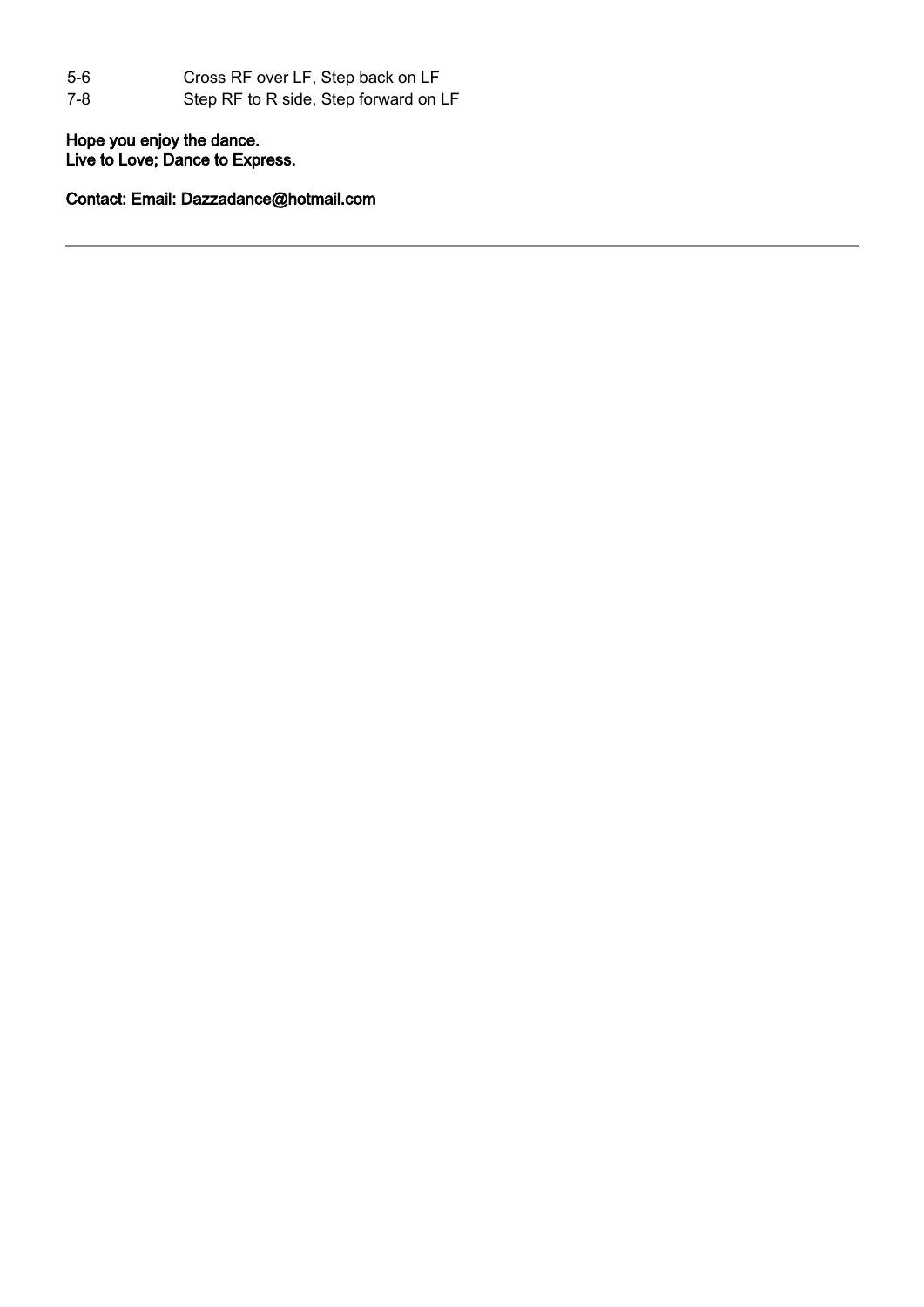| | |
|---|---|
| 5-6 | Cross RF over LF, Step back on LF |
| 7-8 | Step RF to R side, Step forward on LF |

**Hope you enjoy the dance.**
**Live to Love; Dance to Express.**

**Contact: Email: Dazzadance@hotmail.com**

---